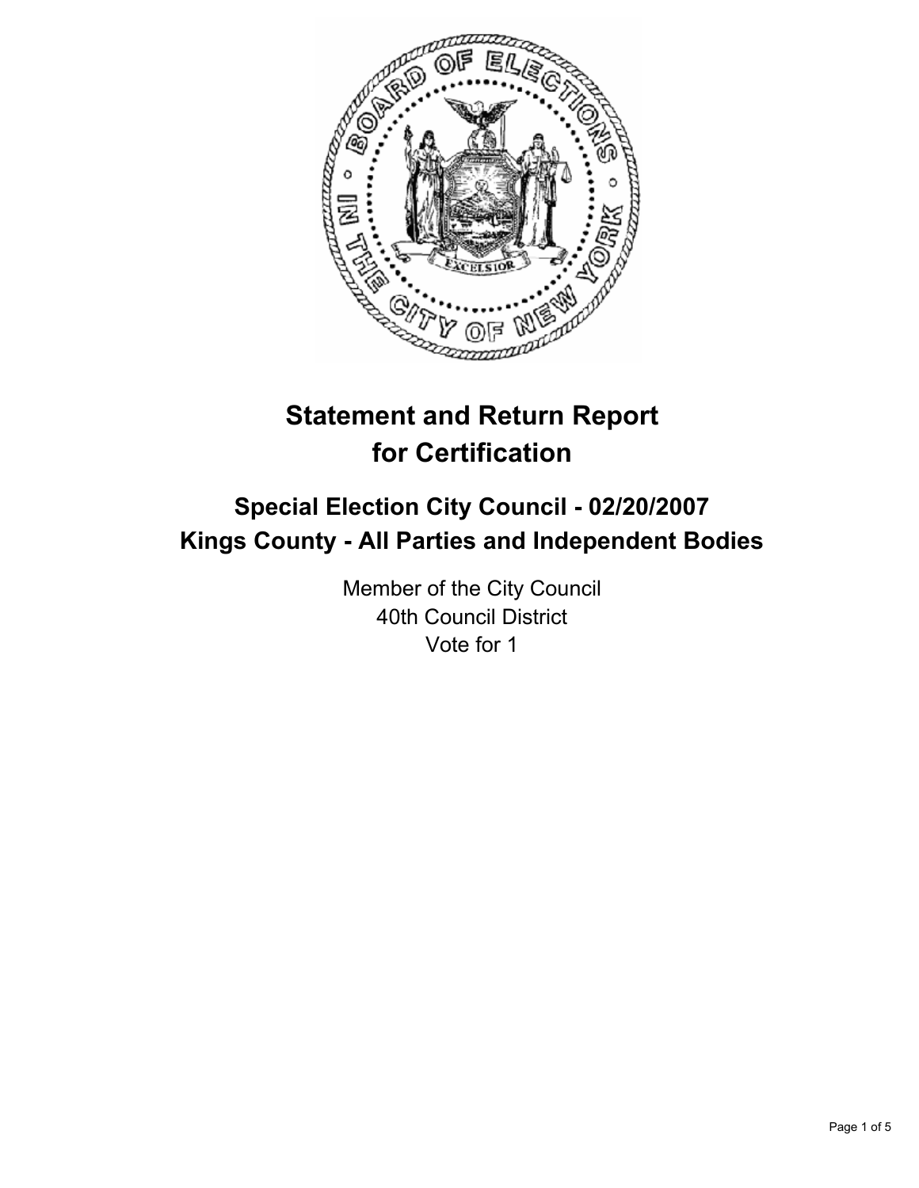# Statement and Return Report for Certification

## Special Election City Council - 02/20/2007
## Kings County - All Parties and Independent Bodies

Member of the City Council
40th Council District
Vote for 1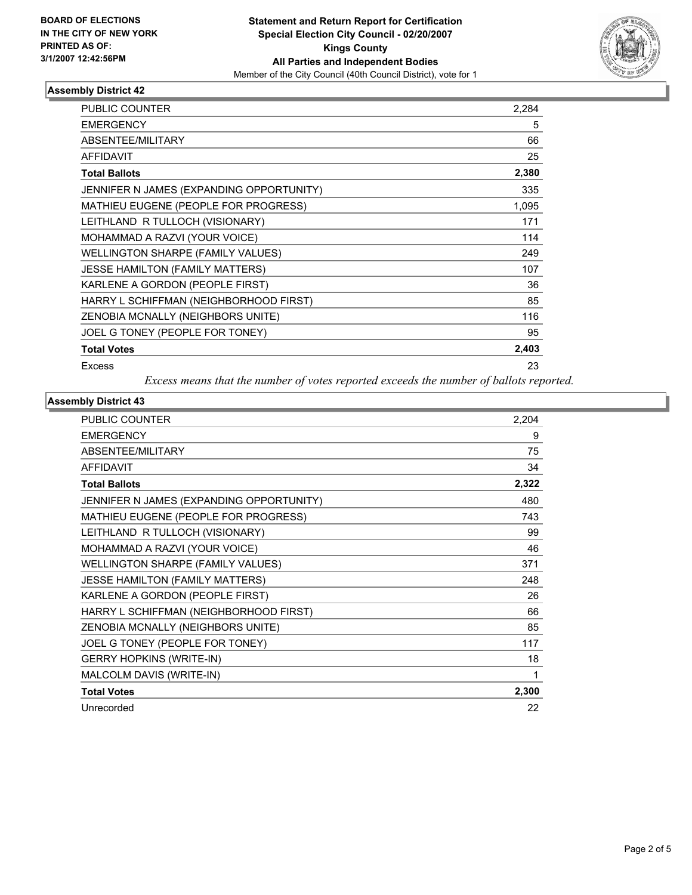**BOARD OF ELECTIONS IN THE CITY OF NEW YORK PRINTED AS OF: 3/1/2007 12:42:56PM**

**Statement and Return Report for Certification**
**Special Election City Council - 02/20/2007**
**Kings County**
**All Parties and Independent Bodies**
Member of the City Council (40th Council District), vote for 1

### Assembly District 42

| | |
|---|---|
| PUBLIC COUNTER | 2,284 |
| EMERGENCY | 5 |
| ABSENTEE/MILITARY | 66 |
| AFFIDAVIT | 25 |
| **Total Ballots** | **2,380** |
| JENNIFER N JAMES (EXPANDING OPPORTUNITY) | 335 |
| MATHIEU EUGENE (PEOPLE FOR PROGRESS) | 1,095 |
| LEITHLAND R TULLOCH (VISIONARY) | 171 |
| MOHAMMAD A RAZVI (YOUR VOICE) | 114 |
| WELLINGTON SHARPE (FAMILY VALUES) | 249 |
| JESSE HAMILTON (FAMILY MATTERS) | 107 |
| KARLENE A GORDON (PEOPLE FIRST) | 36 |
| HARRY L SCHIFFMAN (NEIGHBORHOOD FIRST) | 85 |
| ZENOBIA MCNALLY (NEIGHBORS UNITE) | 116 |
| JOEL G TONEY (PEOPLE FOR TONEY) | 95 |
| **Total Votes** | **2,403** |
| Excess | 23 |

*Excess means that the number of votes reported exceeds the number of ballots reported.*

### Assembly District 43

| | |
|---|---|
| PUBLIC COUNTER | 2,204 |
| EMERGENCY | 9 |
| ABSENTEE/MILITARY | 75 |
| AFFIDAVIT | 34 |
| **Total Ballots** | **2,322** |
| JENNIFER N JAMES (EXPANDING OPPORTUNITY) | 480 |
| MATHIEU EUGENE (PEOPLE FOR PROGRESS) | 743 |
| LEITHLAND R TULLOCH (VISIONARY) | 99 |
| MOHAMMAD A RAZVI (YOUR VOICE) | 46 |
| WELLINGTON SHARPE (FAMILY VALUES) | 371 |
| JESSE HAMILTON (FAMILY MATTERS) | 248 |
| KARLENE A GORDON (PEOPLE FIRST) | 26 |
| HARRY L SCHIFFMAN (NEIGHBORHOOD FIRST) | 66 |
| ZENOBIA MCNALLY (NEIGHBORS UNITE) | 85 |
| JOEL G TONEY (PEOPLE FOR TONEY) | 117 |
| GERRY HOPKINS (WRITE-IN) | 18 |
| MALCOLM DAVIS (WRITE-IN) | 1 |
| **Total Votes** | **2,300** |
| Unrecorded | 22 |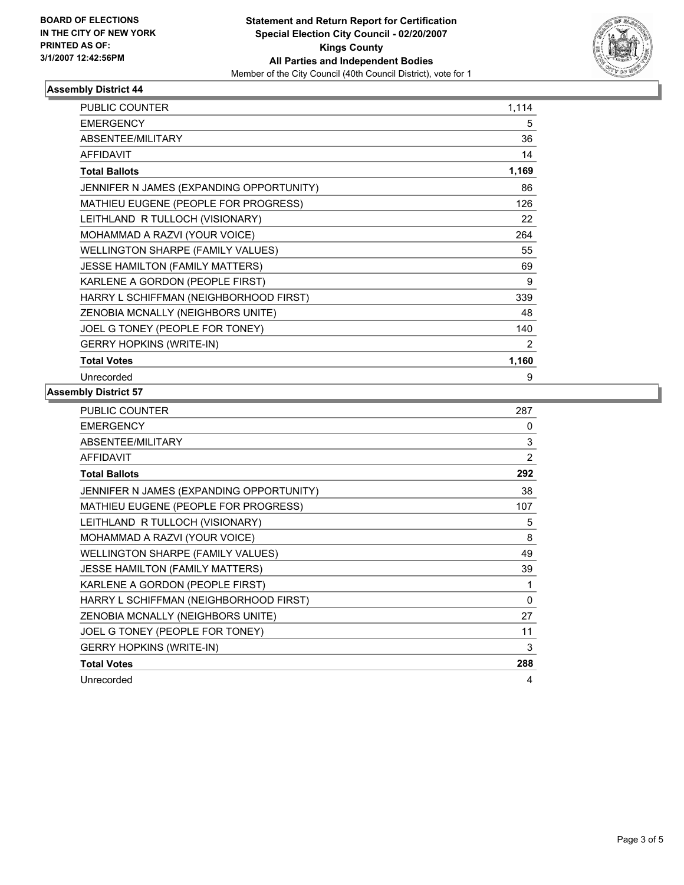**BOARD OF ELECTIONS IN THE CITY OF NEW YORK PRINTED AS OF: 3/1/2007 12:42:56PM**

**Statement and Return Report for Certification**
**Special Election City Council - 02/20/2007**
**Kings County**
**All Parties and Independent Bodies**
Member of the City Council (40th Council District), vote for 1

## Assembly District 44

| | |
|---|---|
| PUBLIC COUNTER | 1,114 |
| EMERGENCY | 5 |
| ABSENTEE/MILITARY | 36 |
| AFFIDAVIT | 14 |
| **Total Ballots** | **1,169** |
| JENNIFER N JAMES (EXPANDING OPPORTUNITY) | 86 |
| MATHIEU EUGENE (PEOPLE FOR PROGRESS) | 126 |
| LEITHLAND R TULLOCH (VISIONARY) | 22 |
| MOHAMMAD A RAZVI (YOUR VOICE) | 264 |
| WELLINGTON SHARPE (FAMILY VALUES) | 55 |
| JESSE HAMILTON (FAMILY MATTERS) | 69 |
| KARLENE A GORDON (PEOPLE FIRST) | 9 |
| HARRY L SCHIFFMAN (NEIGHBORHOOD FIRST) | 339 |
| ZENOBIA MCNALLY (NEIGHBORS UNITE) | 48 |
| JOEL G TONEY (PEOPLE FOR TONEY) | 140 |
| GERRY HOPKINS (WRITE-IN) | 2 |
| **Total Votes** | **1,160** |
| Unrecorded | 9 |

## Assembly District 57

| | |
|---|---|
| PUBLIC COUNTER | 287 |
| EMERGENCY | 0 |
| ABSENTEE/MILITARY | 3 |
| AFFIDAVIT | 2 |
| **Total Ballots** | **292** |
| JENNIFER N JAMES (EXPANDING OPPORTUNITY) | 38 |
| MATHIEU EUGENE (PEOPLE FOR PROGRESS) | 107 |
| LEITHLAND R TULLOCH (VISIONARY) | 5 |
| MOHAMMAD A RAZVI (YOUR VOICE) | 8 |
| WELLINGTON SHARPE (FAMILY VALUES) | 49 |
| JESSE HAMILTON (FAMILY MATTERS) | 39 |
| KARLENE A GORDON (PEOPLE FIRST) | 1 |
| HARRY L SCHIFFMAN (NEIGHBORHOOD FIRST) | 0 |
| ZENOBIA MCNALLY (NEIGHBORS UNITE) | 27 |
| JOEL G TONEY (PEOPLE FOR TONEY) | 11 |
| GERRY HOPKINS (WRITE-IN) | 3 |
| **Total Votes** | **288** |
| Unrecorded | 4 |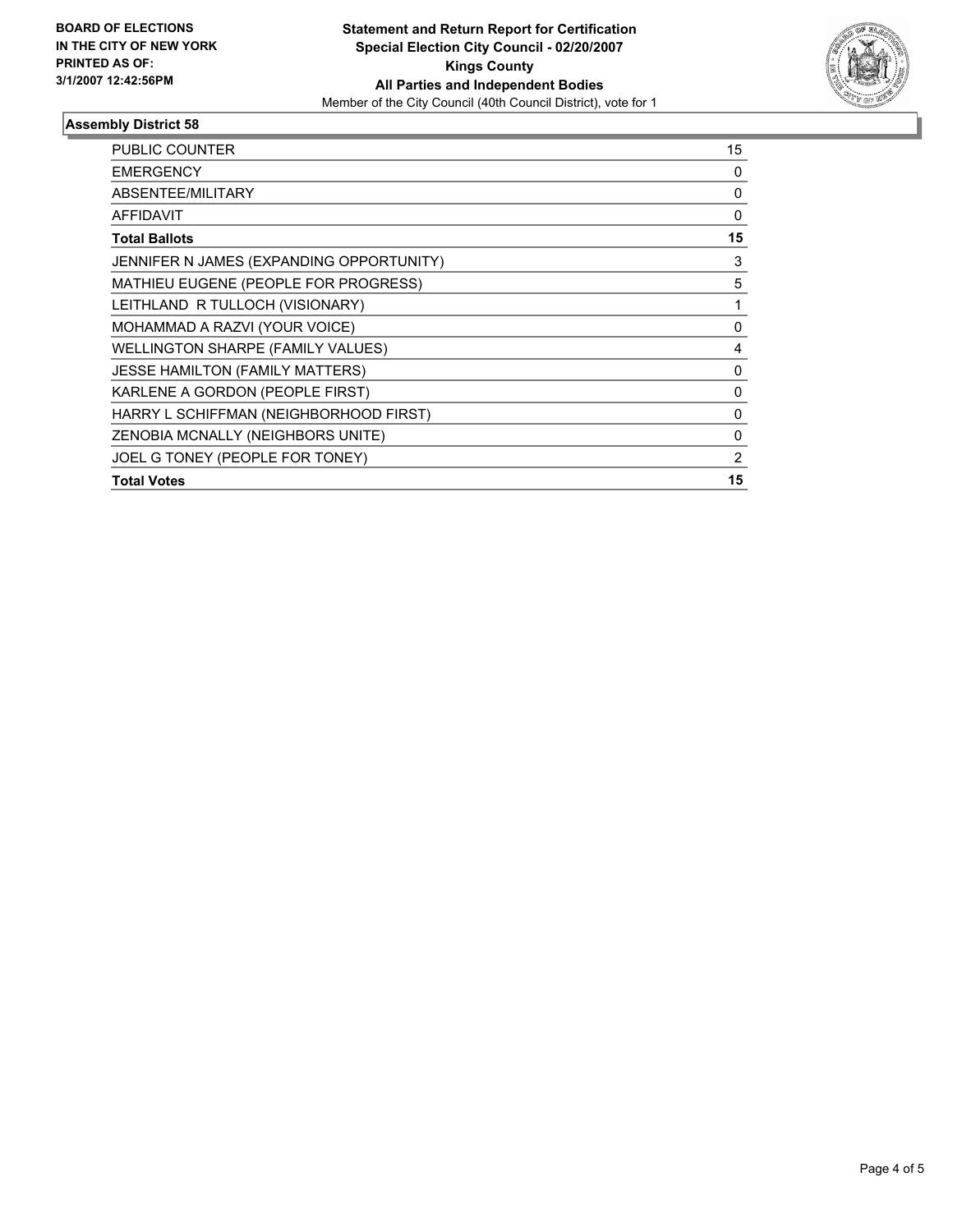**BOARD OF ELECTIONS IN THE CITY OF NEW YORK PRINTED AS OF: 3/1/2007 12:42:56PM**

**Statement and Return Report for Certification**
**Special Election City Council - 02/20/2007**
**Kings County**
**All Parties and Independent Bodies**
Member of the City Council (40th Council District), vote for 1

### Assembly District 58

| | |
|---|---|
| PUBLIC COUNTER | 15 |
| EMERGENCY | 0 |
| ABSENTEE/MILITARY | 0 |
| AFFIDAVIT | 0 |
| **Total Ballots** | **15** |
| JENNIFER N JAMES (EXPANDING OPPORTUNITY) | 3 |
| MATHIEU EUGENE (PEOPLE FOR PROGRESS) | 5 |
| LEITHLAND R TULLOCH (VISIONARY) | 1 |
| MOHAMMAD A RAZVI (YOUR VOICE) | 0 |
| WELLINGTON SHARPE (FAMILY VALUES) | 4 |
| JESSE HAMILTON (FAMILY MATTERS) | 0 |
| KARLENE A GORDON (PEOPLE FIRST) | 0 |
| HARRY L SCHIFFMAN (NEIGHBORHOOD FIRST) | 0 |
| ZENOBIA MCNALLY (NEIGHBORS UNITE) | 0 |
| JOEL G TONEY (PEOPLE FOR TONEY) | 2 |
| **Total Votes** | **15** |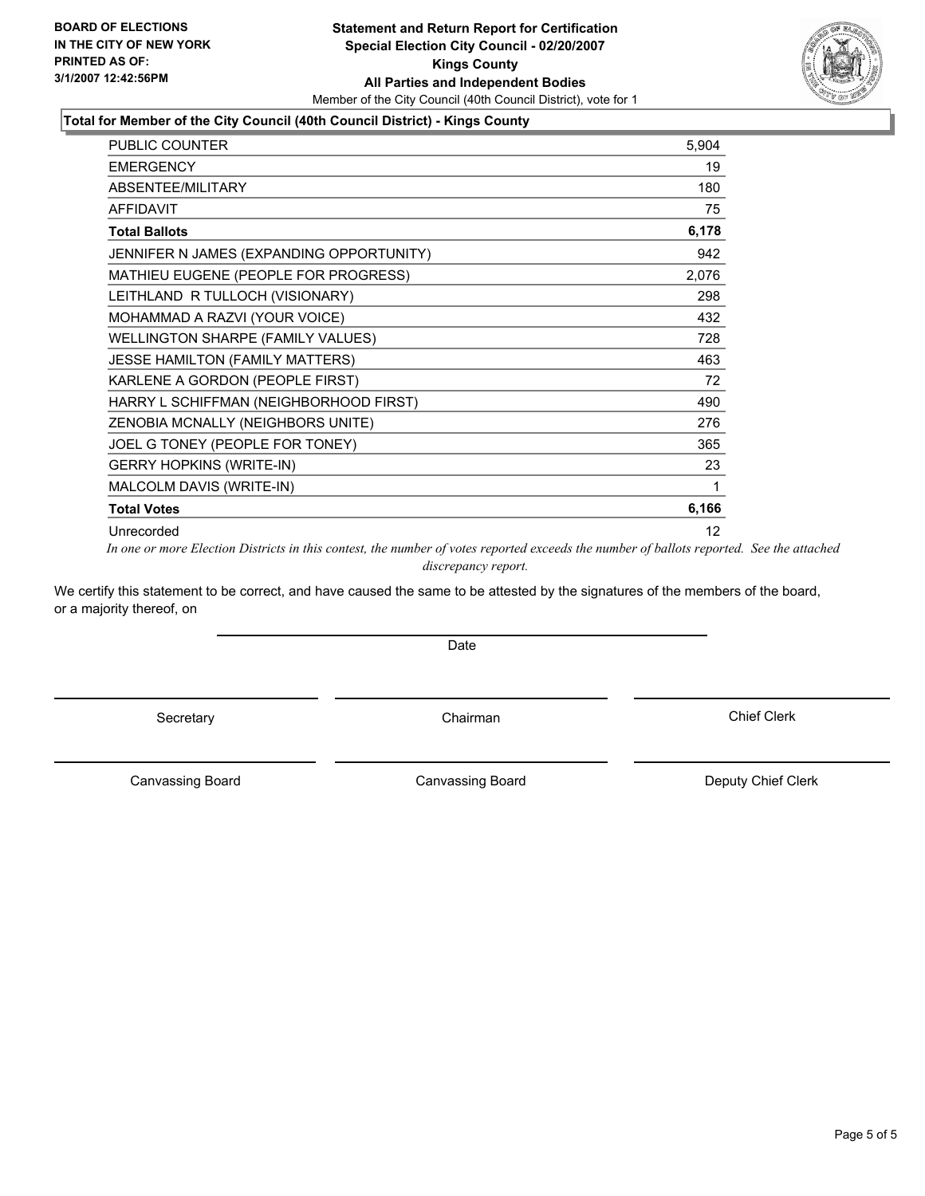**BOARD OF ELECTIONS IN THE CITY OF NEW YORK PRINTED AS OF: 3/1/2007 12:42:56PM**

**Statement and Return Report for Certification**
**Special Election City Council - 02/20/2007**
**Kings County**
**All Parties and Independent Bodies**
Member of the City Council (40th Council District), vote for 1

**Total for Member of the City Council (40th Council District) - Kings County**

| | |
|---|---|
| PUBLIC COUNTER | 5,904 |
| EMERGENCY | 19 |
| ABSENTEE/MILITARY | 180 |
| AFFIDAVIT | 75 |
| **Total Ballots** | **6,178** |
| JENNIFER N JAMES (EXPANDING OPPORTUNITY) | 942 |
| MATHIEU EUGENE (PEOPLE FOR PROGRESS) | 2,076 |
| LEITHLAND R TULLOCH (VISIONARY) | 298 |
| MOHAMMAD A RAZVI (YOUR VOICE) | 432 |
| WELLINGTON SHARPE (FAMILY VALUES) | 728 |
| JESSE HAMILTON (FAMILY MATTERS) | 463 |
| KARLENE A GORDON (PEOPLE FIRST) | 72 |
| HARRY L SCHIFFMAN (NEIGHBORHOOD FIRST) | 490 |
| ZENOBIA MCNALLY (NEIGHBORS UNITE) | 276 |
| JOEL G TONEY (PEOPLE FOR TONEY) | 365 |
| GERRY HOPKINS (WRITE-IN) | 23 |
| MALCOLM DAVIS (WRITE-IN) | 1 |
| **Total Votes** | **6,166** |
| Unrecorded | 12 |

*In one or more Election Districts in this contest, the number of votes reported exceeds the number of ballots reported. See the attached discrepancy report.*

We certify this statement to be correct, and have caused the same to be attested by the signatures of the members of the board, or a majority thereof, on

Date

Secretary | Chairman | Chief Clerk

Canvassing Board | Canvassing Board | Deputy Chief Clerk